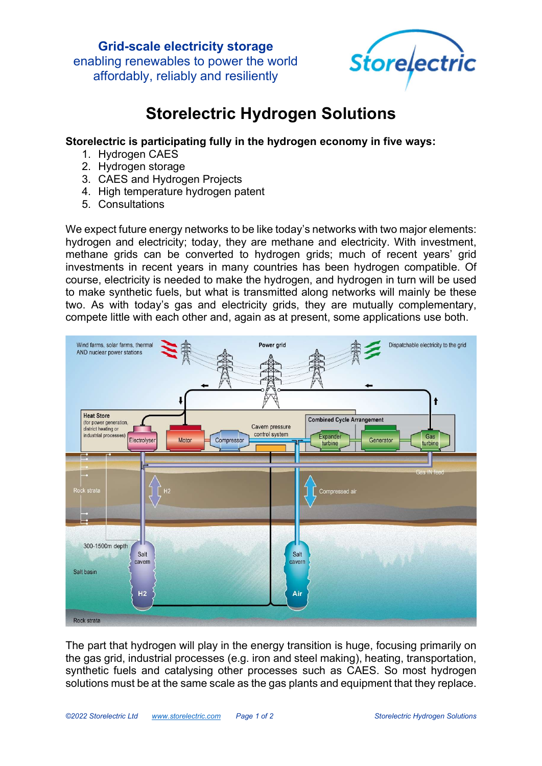**Grid-scale electricity storage**
enabling renewables to power the world
affordably, reliably and resiliently

# Storelectric Hydrogen Solutions

**Storelectric is participating fully in the hydrogen economy in five ways:**

1. Hydrogen CAES
2. Hydrogen storage
3. CAES and Hydrogen Projects
4. High temperature hydrogen patent
5. Consultations

We expect future energy networks to be like today's networks with two major elements: hydrogen and electricity; today, they are methane and electricity. With investment, methane grids can be converted to hydrogen grids; much of recent years' grid investments in recent years in many countries has been hydrogen compatible. Of course, electricity is needed to make the hydrogen, and hydrogen in turn will be used to make synthetic fuels, but what is transmitted along networks will mainly be these two. As with today's gas and electricity grids, they are mutually complementary, compete little with each other and, again as at present, some applications use both.

The part that hydrogen will play in the energy transition is huge, focusing primarily on the gas grid, industrial processes (e.g. iron and steel making), heating, transportation, synthetic fuels and catalysing other processes such as CAES. So most hydrogen solutions must be at the same scale as the gas plants and equipment that they replace.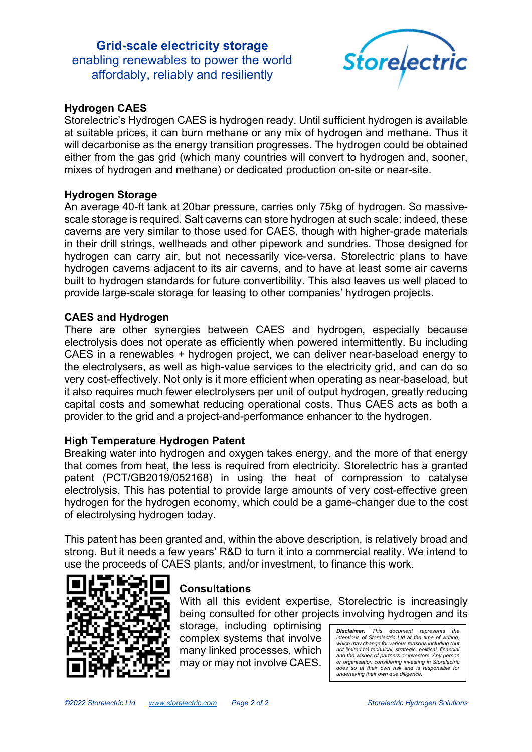**Grid-scale electricity storage**
enabling renewables to power the world
affordably, reliably and resiliently

Storelectric

## Hydrogen CAES

Storelectric's Hydrogen CAES is hydrogen ready. Until sufficient hydrogen is available at suitable prices, it can burn methane or any mix of hydrogen and methane. Thus it will decarbonise as the energy transition progresses. The hydrogen could be obtained either from the gas grid (which many countries will convert to hydrogen and, sooner, mixes of hydrogen and methane) or dedicated production on-site or near-site.

## Hydrogen Storage

An average 40-ft tank at 20bar pressure, carries only 75kg of hydrogen. So massive-scale storage is required. Salt caverns can store hydrogen at such scale: indeed, these caverns are very similar to those used for CAES, though with higher-grade materials in their drill strings, wellheads and other pipework and sundries. Those designed for hydrogen can carry air, but not necessarily vice-versa. Storelectric plans to have hydrogen caverns adjacent to its air caverns, and to have at least some air caverns built to hydrogen standards for future convertibility. This also leaves us well placed to provide large-scale storage for leasing to other companies' hydrogen projects.

## CAES and Hydrogen

There are other synergies between CAES and hydrogen, especially because electrolysis does not operate as efficiently when powered intermittently. Bu including CAES in a renewables + hydrogen project, we can deliver near-baseload energy to the electrolysers, as well as high-value services to the electricity grid, and can do so very cost-effectively. Not only is it more efficient when operating as near-baseload, but it also requires much fewer electrolysers per unit of output hydrogen, greatly reducing capital costs and somewhat reducing operational costs. Thus CAES acts as both a provider to the grid and a project-and-performance enhancer to the hydrogen.

## High Temperature Hydrogen Patent

Breaking water into hydrogen and oxygen takes energy, and the more of that energy that comes from heat, the less is required from electricity. Storelectric has a granted patent (PCT/GB2019/052168) in using the heat of compression to catalyse electrolysis. This has potential to provide large amounts of very cost-effective green hydrogen for the hydrogen economy, which could be a game-changer due to the cost of electrolysing hydrogen today.

This patent has been granted and, within the above description, is relatively broad and strong. But it needs a few years' R&D to turn it into a commercial reality. We intend to use the proceeds of CAES plants, and/or investment, to finance this work.

## Consultations

With all this evident expertise, Storelectric is increasingly being consulted for other projects involving hydrogen and its storage, including optimising complex systems that involve many linked processes, which may or may not involve CAES.

*__Disclaimer.__ This document represents the intentions of Storelectric Ltd at the time of writing, which may change for various reasons including (but not limited to) technical, strategic, political, financial and the wishes of partners or investors. Any person or organisation considering investing in Storelectric does so at their own risk and is responsible for undertaking their own due diligence.*